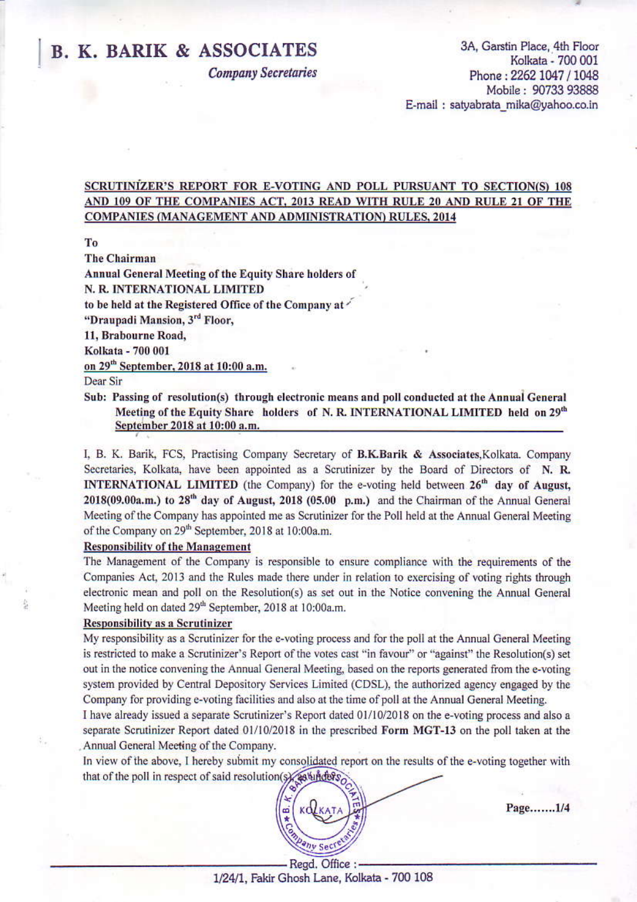# B. K. BARIK & ASSOCIATES

*Company Secretaries*

3A, Garstin Place, 4th Floor
Kolkata - 700 001
Phone : 2262 1047 / 1048
Mobile : 90733 93888
E-mail : satyabrata_mika@yahoo.co.in

**SCRUTINIZER'S REPORT FOR E-VOTING AND POLL PURSUANT TO SECTION(S) 108 AND 109 OF THE COMPANIES ACT, 2013 READ WITH RULE 20 AND RULE 21 OF THE COMPANIES (MANAGEMENT AND ADMINISTRATION) RULES, 2014**

**To**
**The Chairman**
**Annual General Meeting of the Equity Share holders of**
**N. R. INTERNATIONAL LIMITED**
**to be held at the Registered Office of the Company at**
**"Draupadi Mansion, 3rd Floor,**
**11, Brabourne Road,**
**Kolkata - 700 001**
**on 29th September, 2018 at 10:00 a.m.**

Dear Sir

**Sub: Passing of resolution(s) through electronic means and poll conducted at the Annual General Meeting of the Equity Share holders of N. R. INTERNATIONAL LIMITED held on 29th September 2018 at 10:00 a.m.**

I, B. K. Barik, FCS, Practising Company Secretary of **B.K.Barik & Associates**,Kolkata. Company Secretaries, Kolkata, have been appointed as a Scrutinizer by the Board of Directors of **N. R. INTERNATIONAL LIMITED** (the Company) for the e-voting held between **26th day of August, 2018(09.00a.m.) to 28th day of August, 2018 (05.00 p.m.)** and the Chairman of the Annual General Meeting of the Company has appointed me as Scrutinizer for the Poll held at the Annual General Meeting of the Company on 29th September, 2018 at 10:00a.m.

**Responsibility of the Management**

The Management of the Company is responsible to ensure compliance with the requirements of the Companies Act, 2013 and the Rules made there under in relation to exercising of voting rights through electronic mean and poll on the Resolution(s) as set out in the Notice convening the Annual General Meeting held on dated 29th September, 2018 at 10:00a.m.

**Responsibility as a Scrutinizer**

My responsibility as a Scrutinizer for the e-voting process and for the poll at the Annual General Meeting is restricted to make a Scrutinizer's Report of the votes cast "in favour" or "against" the Resolution(s) set out in the notice convening the Annual General Meeting, based on the reports generated from the e-voting system provided by Central Depository Services Limited (CDSL), the authorized agency engaged by the Company for providing e-voting facilities and also at the time of poll at the Annual General Meeting.

I have already issued a separate Scrutinizer's Report dated 01/10/2018 on the e-voting process and also a separate Scrutinizer Report dated 01/10/2018 in the prescribed **Form MGT-13** on the poll taken at the Annual General Meeting of the Company.

In view of the above, I hereby submit my consolidated report on the results of the e-voting together with that of the poll in respect of said resolution(s) as under:

Regd. Office : 1/24/1, Fakir Ghosh Lane, Kolkata - 700 108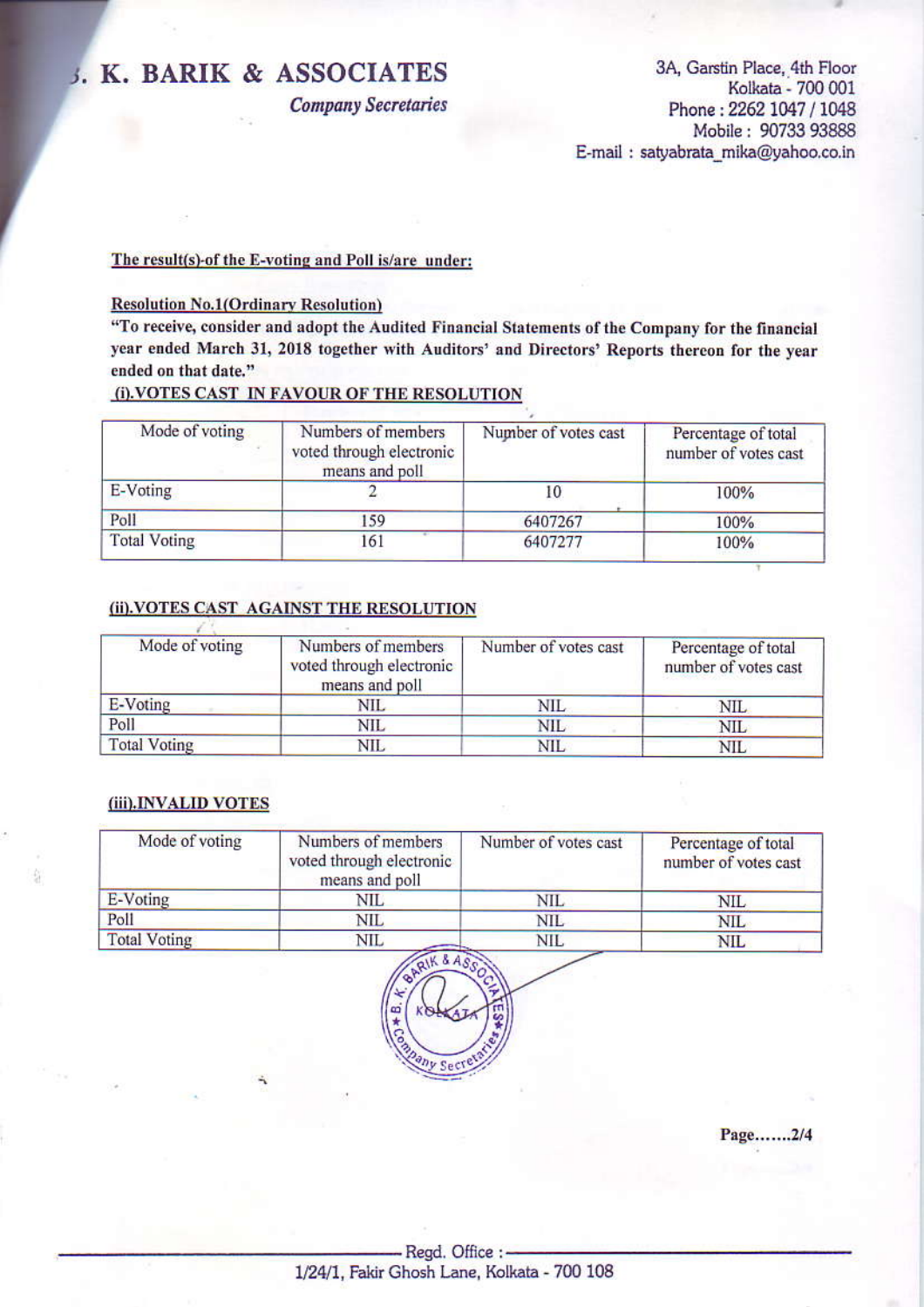# B. K. BARIK & ASSOCIATES

*Company Secretaries*

3A, Garstin Place, 4th Floor
Kolkata - 700 001
Phone : 2262 1047 / 1048
Mobile : 90733 93888
E-mail : satyabrata_mika@yahoo.co.in

**The result(s) of the E-voting and Poll is/are under:**

**Resolution No.1(Ordinary Resolution)**

**"To receive, consider and adopt the Audited Financial Statements of the Company for the financial year ended March 31, 2018 together with Auditors' and Directors' Reports thereon for the year ended on that date."**

**(i).VOTES CAST IN FAVOUR OF THE RESOLUTION**

| Mode of voting | Numbers of members voted through electronic means and poll | Number of votes cast | Percentage of total number of votes cast |
|---|---|---|---|
| E-Voting | 2 | 10 | 100% |
| Poll | 159 | 6407267 | 100% |
| Total Voting | 161 | 6407277 | 100% |

**(ii).VOTES CAST AGAINST THE RESOLUTION**

| Mode of voting | Numbers of members voted through electronic means and poll | Number of votes cast | Percentage of total number of votes cast |
|---|---|---|---|
| E-Voting | NIL | NIL | NIL |
| Poll | NIL | NIL | NIL |
| Total Voting | NIL | NIL | NIL |

**(iii).INVALID VOTES**

| Mode of voting | Numbers of members voted through electronic means and poll | Number of votes cast | Percentage of total number of votes cast |
|---|---|---|---|
| E-Voting | NIL | NIL | NIL |
| Poll | NIL | NIL | NIL |
| Total Voting | NIL | NIL | NIL |

Page.......2/4

Regd. Office : 1/24/1, Fakir Ghosh Lane, Kolkata - 700 108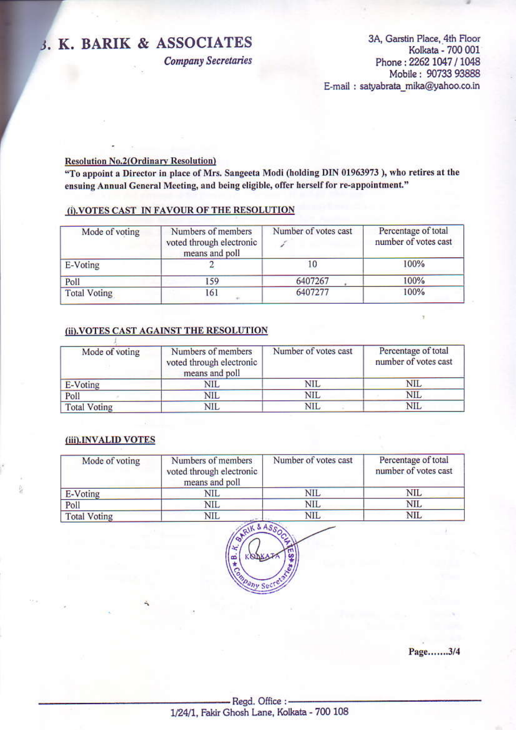**Resolution No.2(Ordinary Resolution)**

**"To appoint a Director in place of Mrs. Sangeeta Modi (holding DIN 01963973 ), who retires at the ensuing Annual General Meeting, and being eligible, offer herself for re-appointment."**

**(i).VOTES CAST IN FAVOUR OF THE RESOLUTION**

| Mode of voting | Numbers of members voted through electronic means and poll | Number of votes cast | Percentage of total number of votes cast |
|---|---|---|---|
| E-Voting | 2 | 10 | 100% |
| Poll | 159 | 6407267 | 100% |
| Total Voting | 161 | 6407277 | 100% |

**(ii).VOTES CAST AGAINST THE RESOLUTION**

| Mode of voting | Numbers of members voted through electronic means and poll | Number of votes cast | Percentage of total number of votes cast |
|---|---|---|---|
| E-Voting | NIL | NIL | NIL |
| Poll | NIL | NIL | NIL |
| Total Voting | NIL | NIL | NIL |

**(iii).INVALID VOTES**

| Mode of voting | Numbers of members voted through electronic means and poll | Number of votes cast | Percentage of total number of votes cast |
|---|---|---|---|
| E-Voting | NIL | NIL | NIL |
| Poll | NIL | NIL | NIL |
| Total Voting | NIL | NIL | NIL |

Page.......3/4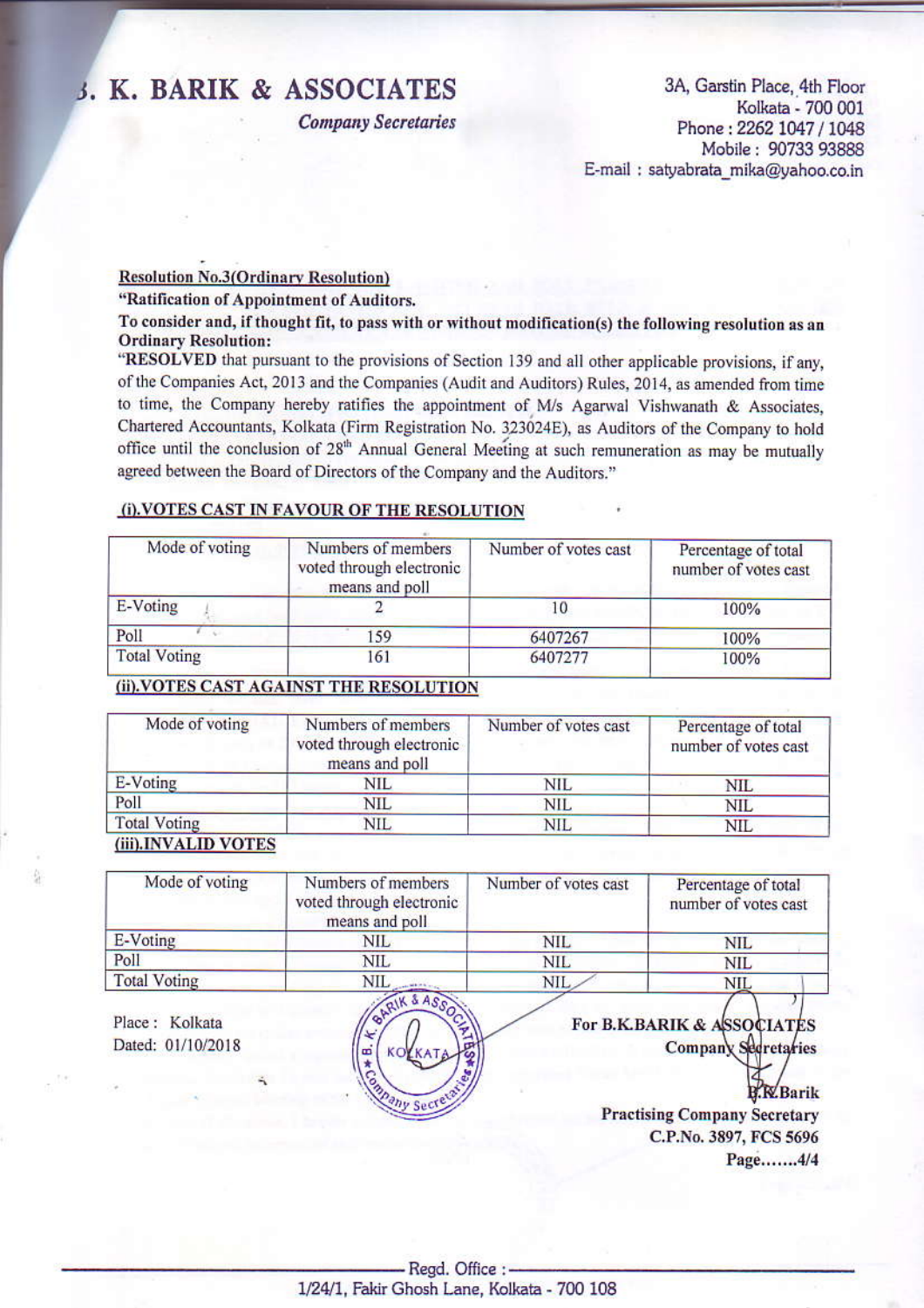# B. K. BARIK & ASSOCIATES

*Company Secretaries*

3A, Garstin Place, 4th Floor
Kolkata - 700 001
Phone : 2262 1047 / 1048
Mobile : 90733 93888
E-mail : satyabrata_mika@yahoo.co.in

**Resolution No.3(Ordinary Resolution)**

**"Ratification of Appointment of Auditors.**

**To consider and, if thought fit, to pass with or without modification(s) the following resolution as an Ordinary Resolution:**

"**RESOLVED** that pursuant to the provisions of Section 139 and all other applicable provisions, if any, of the Companies Act, 2013 and the Companies (Audit and Auditors) Rules, 2014, as amended from time to time, the Company hereby ratifies the appointment of M/s Agarwal Vishwanath & Associates, Chartered Accountants, Kolkata (Firm Registration No. 323024E), as Auditors of the Company to hold office until the conclusion of 28th Annual General Meeting at such remuneration as may be mutually agreed between the Board of Directors of the Company and the Auditors."

**(i).VOTES CAST IN FAVOUR OF THE RESOLUTION**

| Mode of voting | Numbers of members voted through electronic means and poll | Number of votes cast | Percentage of total number of votes cast |
|---|---|---|---|
| E-Voting | 2 | 10 | 100% |
| Poll | 159 | 6407267 | 100% |
| Total Voting | 161 | 6407277 | 100% |

**(ii).VOTES CAST AGAINST THE RESOLUTION**

| Mode of voting | Numbers of members voted through electronic means and poll | Number of votes cast | Percentage of total number of votes cast |
|---|---|---|---|
| E-Voting | NIL | NIL | NIL |
| Poll | NIL | NIL | NIL |
| Total Voting | NIL | NIL | NIL |

**(iii).INVALID VOTES**

| Mode of voting | Numbers of members voted through electronic means and poll | Number of votes cast | Percentage of total number of votes cast |
|---|---|---|---|
| E-Voting | NIL | NIL | NIL |
| Poll | NIL | NIL | NIL |
| Total Voting | NIL | NIL | NIL |

Place : Kolkata
Dated: 01/10/2018

**For B.K.BARIK & ASSOCIATES**
**Company Secretaries**

**B.K.Barik**
**Practising Company Secretary**
**C.P.No. 3897, FCS 5696**

Regd. Office : 1/24/1, Fakir Ghosh Lane, Kolkata - 700 108